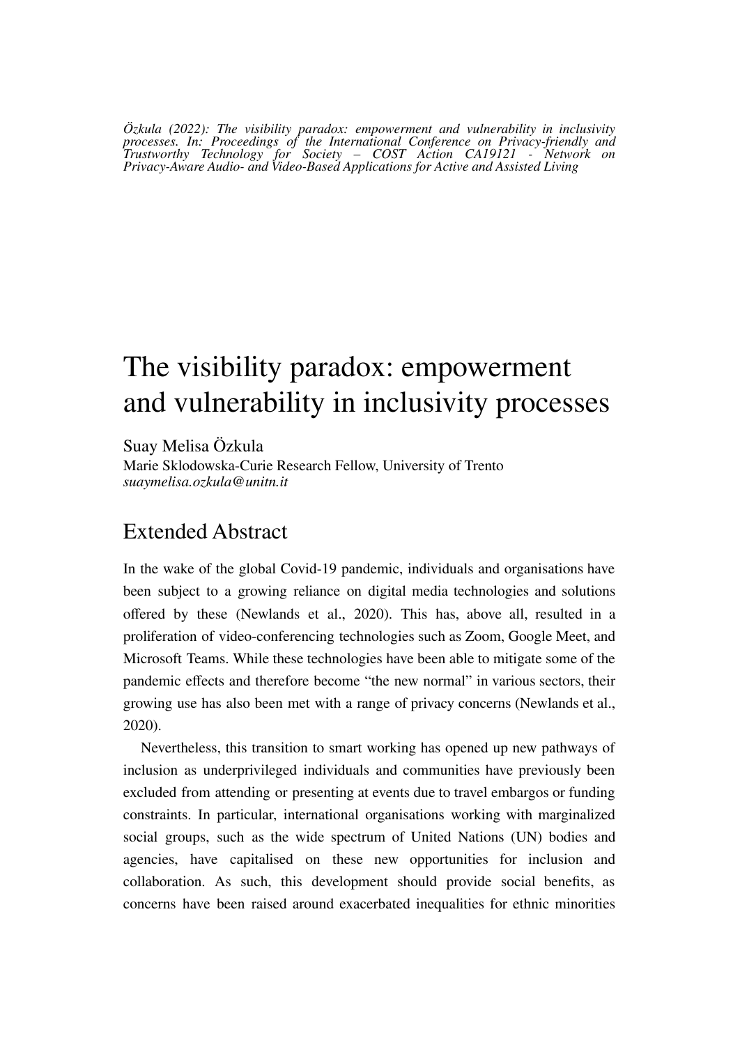*Özkula (2022): The visibility paradox: empowerment and vulnerability in inclusivity processes. In: Proceedings of the International Conference on Privacy-friendly and Trustworthy Technology for Society – COST Action CA19121 - Network on Privacy-Aware Audio- and Video-Based Applications for Active and Assisted Living*

# The visibility paradox: empowerment and vulnerability in inclusivity processes

Suay Melisa Özkula
Marie Sklodowska-Curie Research Fellow, University of Trento
*suaymelisa.ozkula@unitn.it*

## Extended Abstract

In the wake of the global Covid-19 pandemic, individuals and organisations have been subject to a growing reliance on digital media technologies and solutions offered by these (Newlands et al., 2020). This has, above all, resulted in a proliferation of video-conferencing technologies such as Zoom, Google Meet, and Microsoft Teams. While these technologies have been able to mitigate some of the pandemic effects and therefore become "the new normal" in various sectors, their growing use has also been met with a range of privacy concerns (Newlands et al., 2020).

Nevertheless, this transition to smart working has opened up new pathways of inclusion as underprivileged individuals and communities have previously been excluded from attending or presenting at events due to travel embargos or funding constraints. In particular, international organisations working with marginalized social groups, such as the wide spectrum of United Nations (UN) bodies and agencies, have capitalised on these new opportunities for inclusion and collaboration. As such, this development should provide social benefits, as concerns have been raised around exacerbated inequalities for ethnic minorities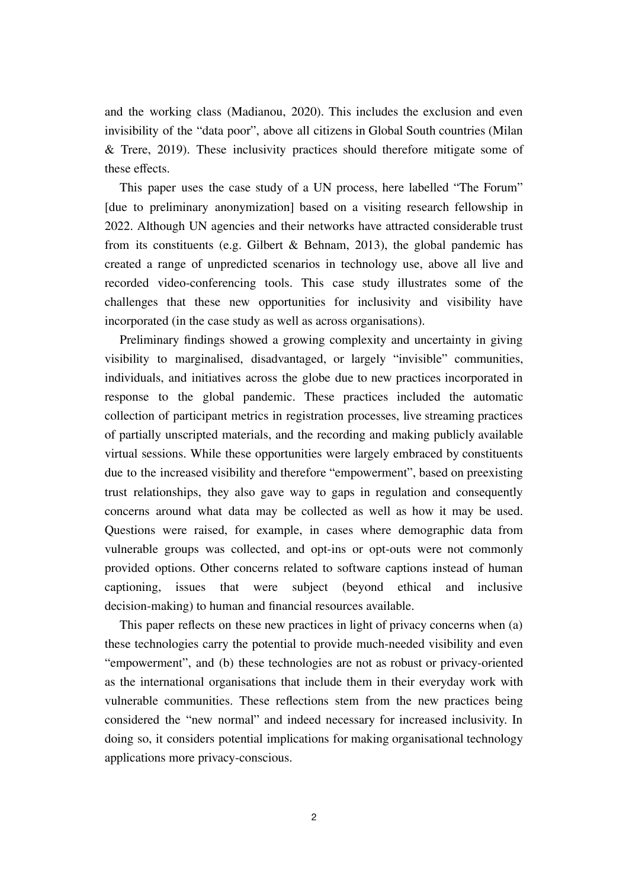and the working class (Madianou, 2020). This includes the exclusion and even invisibility of the "data poor", above all citizens in Global South countries (Milan & Trere, 2019). These inclusivity practices should therefore mitigate some of these effects.

This paper uses the case study of a UN process, here labelled "The Forum" [due to preliminary anonymization] based on a visiting research fellowship in 2022. Although UN agencies and their networks have attracted considerable trust from its constituents (e.g. Gilbert & Behnam, 2013), the global pandemic has created a range of unpredicted scenarios in technology use, above all live and recorded video-conferencing tools. This case study illustrates some of the challenges that these new opportunities for inclusivity and visibility have incorporated (in the case study as well as across organisations).

Preliminary findings showed a growing complexity and uncertainty in giving visibility to marginalised, disadvantaged, or largely "invisible" communities, individuals, and initiatives across the globe due to new practices incorporated in response to the global pandemic. These practices included the automatic collection of participant metrics in registration processes, live streaming practices of partially unscripted materials, and the recording and making publicly available virtual sessions. While these opportunities were largely embraced by constituents due to the increased visibility and therefore "empowerment", based on preexisting trust relationships, they also gave way to gaps in regulation and consequently concerns around what data may be collected as well as how it may be used. Questions were raised, for example, in cases where demographic data from vulnerable groups was collected, and opt-ins or opt-outs were not commonly provided options. Other concerns related to software captions instead of human captioning, issues that were subject (beyond ethical and inclusive decision-making) to human and financial resources available.

This paper reflects on these new practices in light of privacy concerns when (a) these technologies carry the potential to provide much-needed visibility and even "empowerment", and (b) these technologies are not as robust or privacy-oriented as the international organisations that include them in their everyday work with vulnerable communities. These reflections stem from the new practices being considered the "new normal" and indeed necessary for increased inclusivity. In doing so, it considers potential implications for making organisational technology applications more privacy-conscious.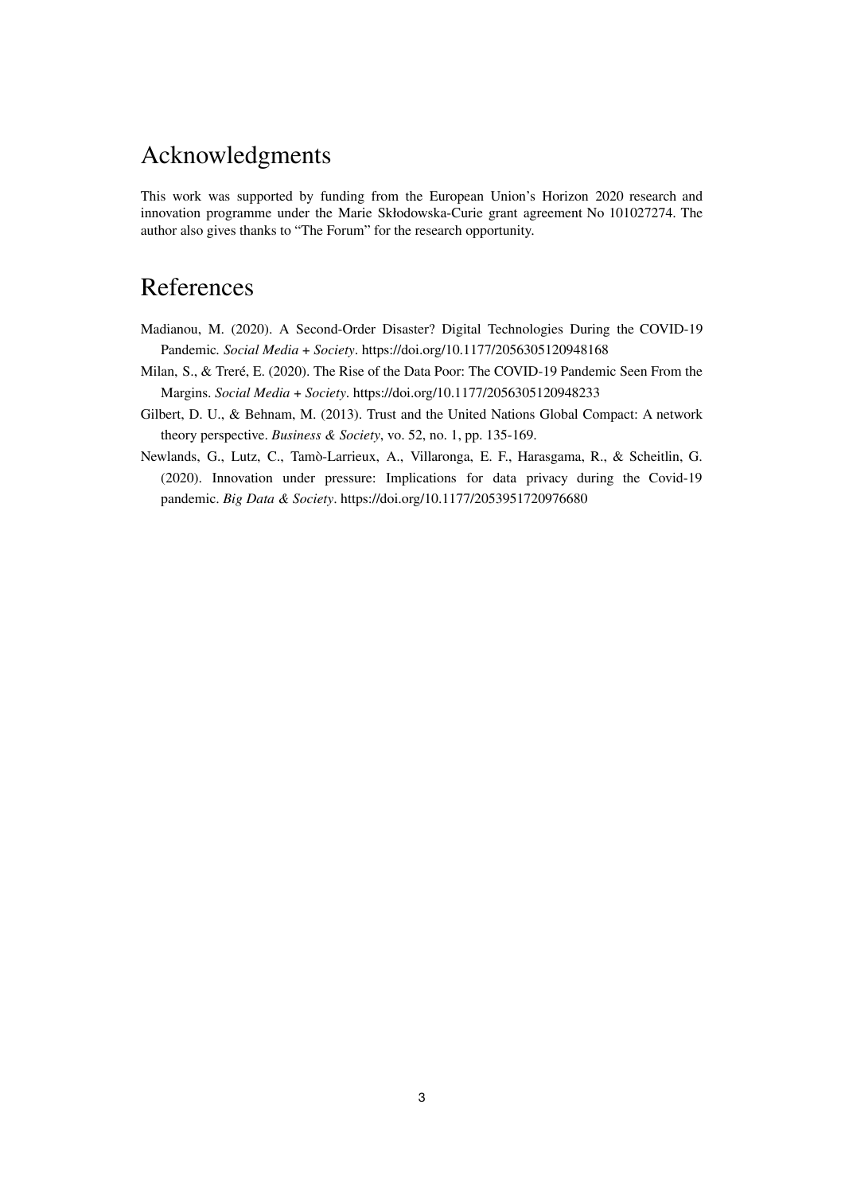# Acknowledgments

This work was supported by funding from the European Union's Horizon 2020 research and innovation programme under the Marie Skłodowska-Curie grant agreement No 101027274. The author also gives thanks to "The Forum" for the research opportunity.

# References

Madianou, M. (2020). A Second-Order Disaster? Digital Technologies During the COVID-19 Pandemic. *Social Media + Society*. https://doi.org/10.1177/2056305120948168

Milan, S., & Treré, E. (2020). The Rise of the Data Poor: The COVID-19 Pandemic Seen From the Margins. *Social Media + Society*. https://doi.org/10.1177/2056305120948233

Gilbert, D. U., & Behnam, M. (2013). Trust and the United Nations Global Compact: A network theory perspective. *Business & Society*, vo. 52, no. 1, pp. 135-169.

Newlands, G., Lutz, C., Tamò-Larrieux, A., Villaronga, E. F., Harasgama, R., & Scheitlin, G. (2020). Innovation under pressure: Implications for data privacy during the Covid-19 pandemic. *Big Data & Society*. https://doi.org/10.1177/2053951720976680